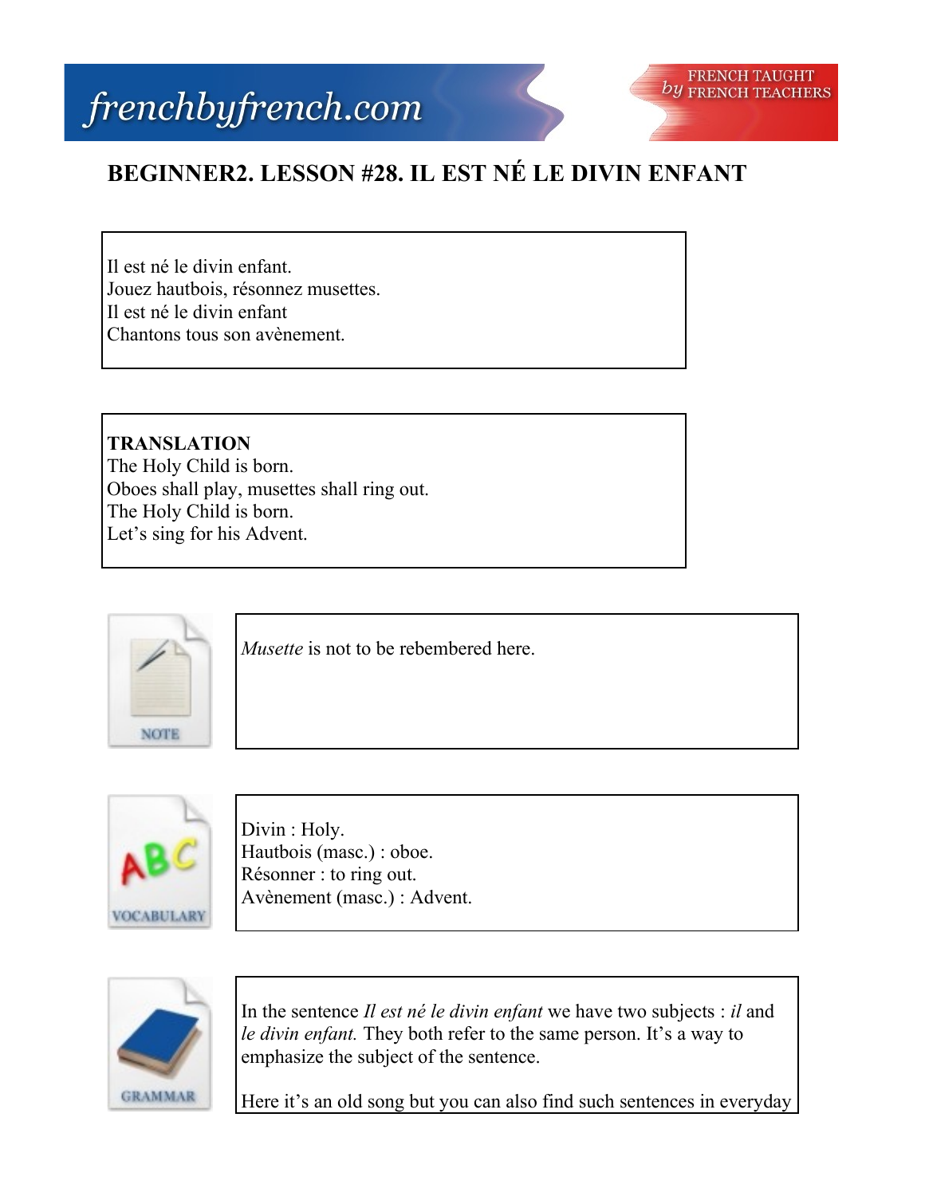# BEGINNER2. LESSON #28. IL EST NÉ LE DIVIN ENFANT

Il est né le divin enfant.
Jouez hautbois, résonnez musettes.
Il est né le divin enfant
Chantons tous son avènement.

**TRANSLATION**
The Holy Child is born.
Oboes shall play, musettes shall ring out.
The Holy Child is born.
Let's sing for his Advent.

NOTE

*Musette* is not to be rebembered here.

VOCABULARY

Divin : Holy.
Hautbois (masc.) : oboe.
Résonner : to ring out.
Avènement (masc.) : Advent.

GRAMMAR

In the sentence *Il est né le divin enfant* we have two subjects : *il* and *le divin enfant.* They both refer to the same person. It's a way to emphasize the subject of the sentence.

Here it's an old song but you can also find such sentences in everyday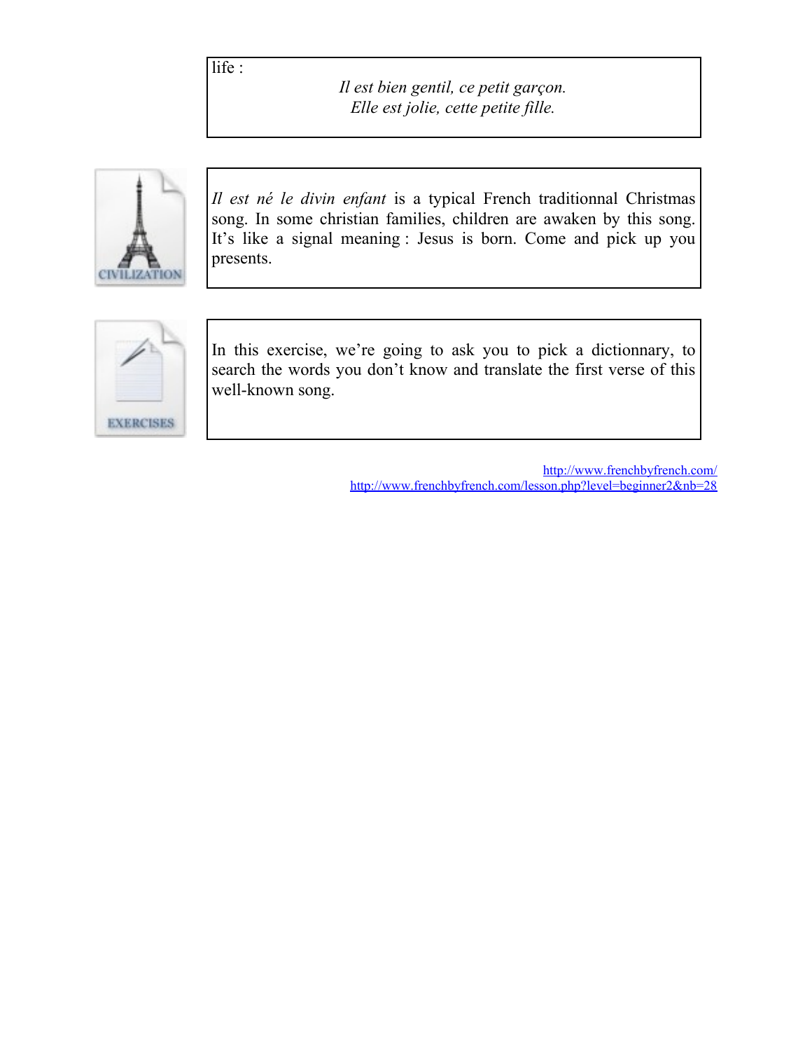life :

*Il est bien gentil, ce petit garçon.*
*Elle est jolie, cette petite fille.*

CIVILIZATION

*Il est né le divin enfant* is a typical French traditionnal Christmas song. In some christian families, children are awaken by this song. It's like a signal meaning : Jesus is born. Come and pick up you presents.

EXERCISES

In this exercise, we're going to ask you to pick a dictionnary, to search the words you don't know and translate the first verse of this well-known song.

http://www.frenchbyfrench.com/
http://www.frenchbyfrench.com/lesson.php?level=beginner2&nb=28